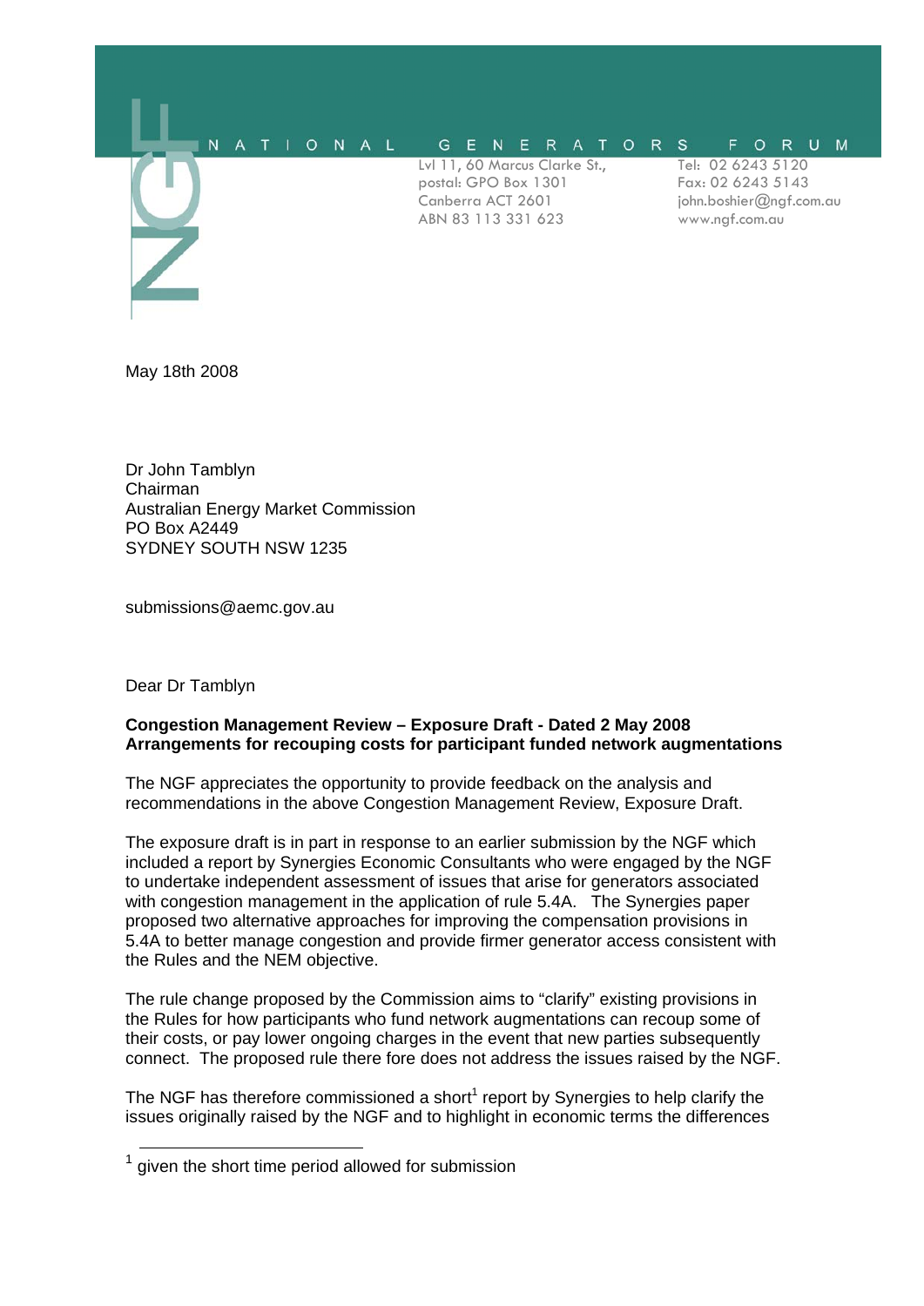NATIONAL GENERATORS FORUM

Lvl 11, 60 Marcus Clarke St.,
postal: GPO Box 1301
Canberra ACT 2601
ABN 83 113 331 623

Tel: 02 6243 5120
Fax: 02 6243 5143
john.boshier@ngf.com.au
www.ngf.com.au

May 18th 2008

Dr John Tamblyn
Chairman
Australian Energy Market Commission
PO Box A2449
SYDNEY SOUTH NSW 1235

submissions@aemc.gov.au

Dear Dr Tamblyn

**Congestion Management Review – Exposure Draft - Dated 2 May 2008**
**Arrangements for recouping costs for participant funded network augmentations**

The NGF appreciates the opportunity to provide feedback on the analysis and recommendations in the above Congestion Management Review, Exposure Draft.

The exposure draft is in part in response to an earlier submission by the NGF which included a report by Synergies Economic Consultants who were engaged by the NGF to undertake independent assessment of issues that arise for generators associated with congestion management in the application of rule 5.4A. The Synergies paper proposed two alternative approaches for improving the compensation provisions in 5.4A to better manage congestion and provide firmer generator access consistent with the Rules and the NEM objective.

The rule change proposed by the Commission aims to "clarify" existing provisions in the Rules for how participants who fund network augmentations can recoup some of their costs, or pay lower ongoing charges in the event that new parties subsequently connect. The proposed rule there fore does not address the issues raised by the NGF.

The NGF has therefore commissioned a short[1] report by Synergies to help clarify the issues originally raised by the NGF and to highlight in economic terms the differences

[1] given the short time period allowed for submission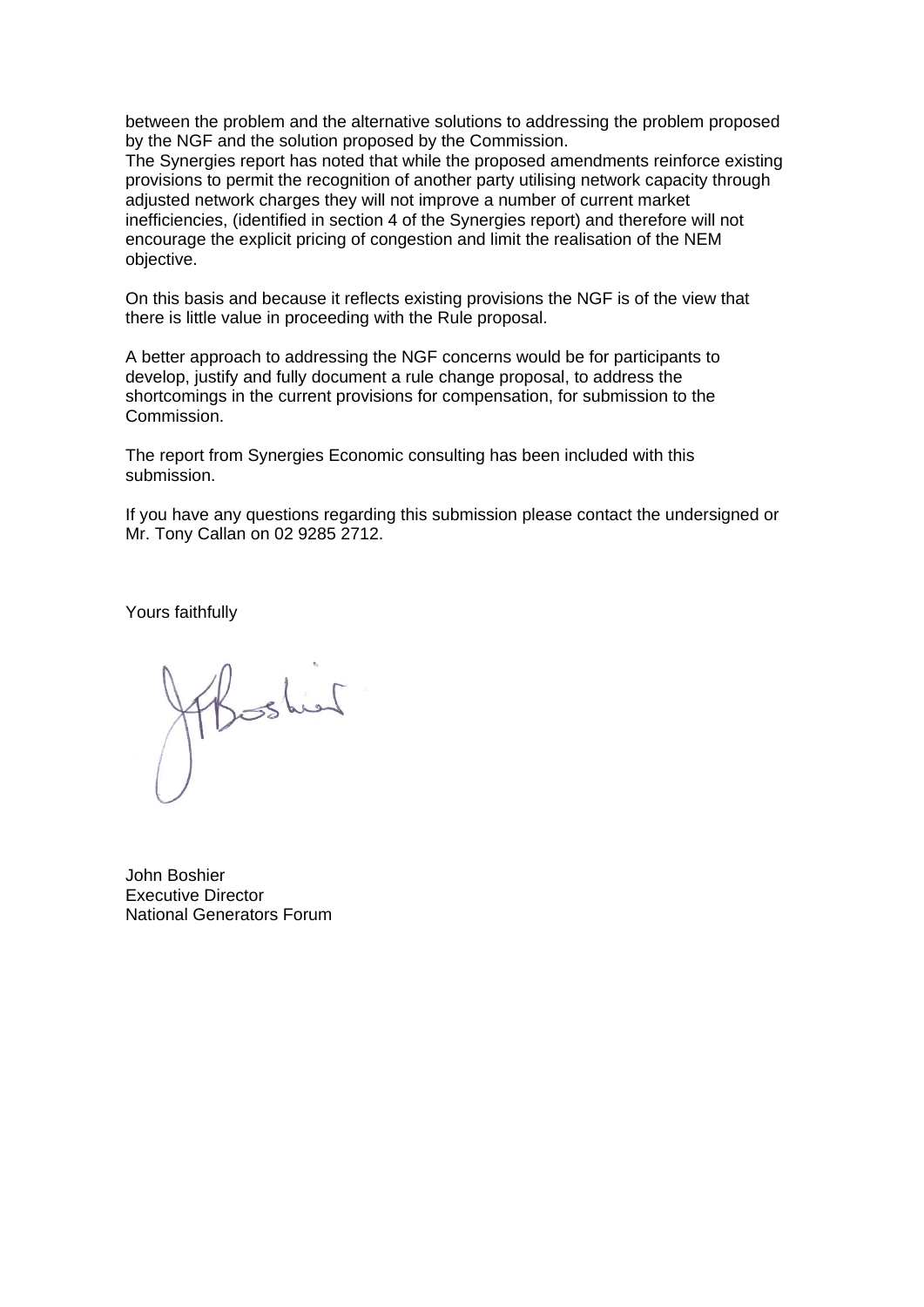between the problem and the alternative solutions to addressing the problem proposed by the NGF and the solution proposed by the Commission.
The Synergies report has noted that while the proposed amendments reinforce existing provisions to permit the recognition of another party utilising network capacity through adjusted network charges they will not improve a number of current market inefficiencies, (identified in section 4 of the Synergies report) and therefore will not encourage the explicit pricing of congestion and limit the realisation of the NEM objective.

On this basis and because it reflects existing provisions the NGF is of the view that there is little value in proceeding with the Rule proposal.

A better approach to addressing the NGF concerns would be for participants to develop, justify and fully document a rule change proposal, to address the shortcomings in the current provisions for compensation, for submission to the Commission.

The report from Synergies Economic consulting has been included with this submission.

If you have any questions regarding this submission please contact the undersigned or Mr. Tony Callan on 02 9285 2712.

Yours faithfully

John Boshier
Executive Director
National Generators Forum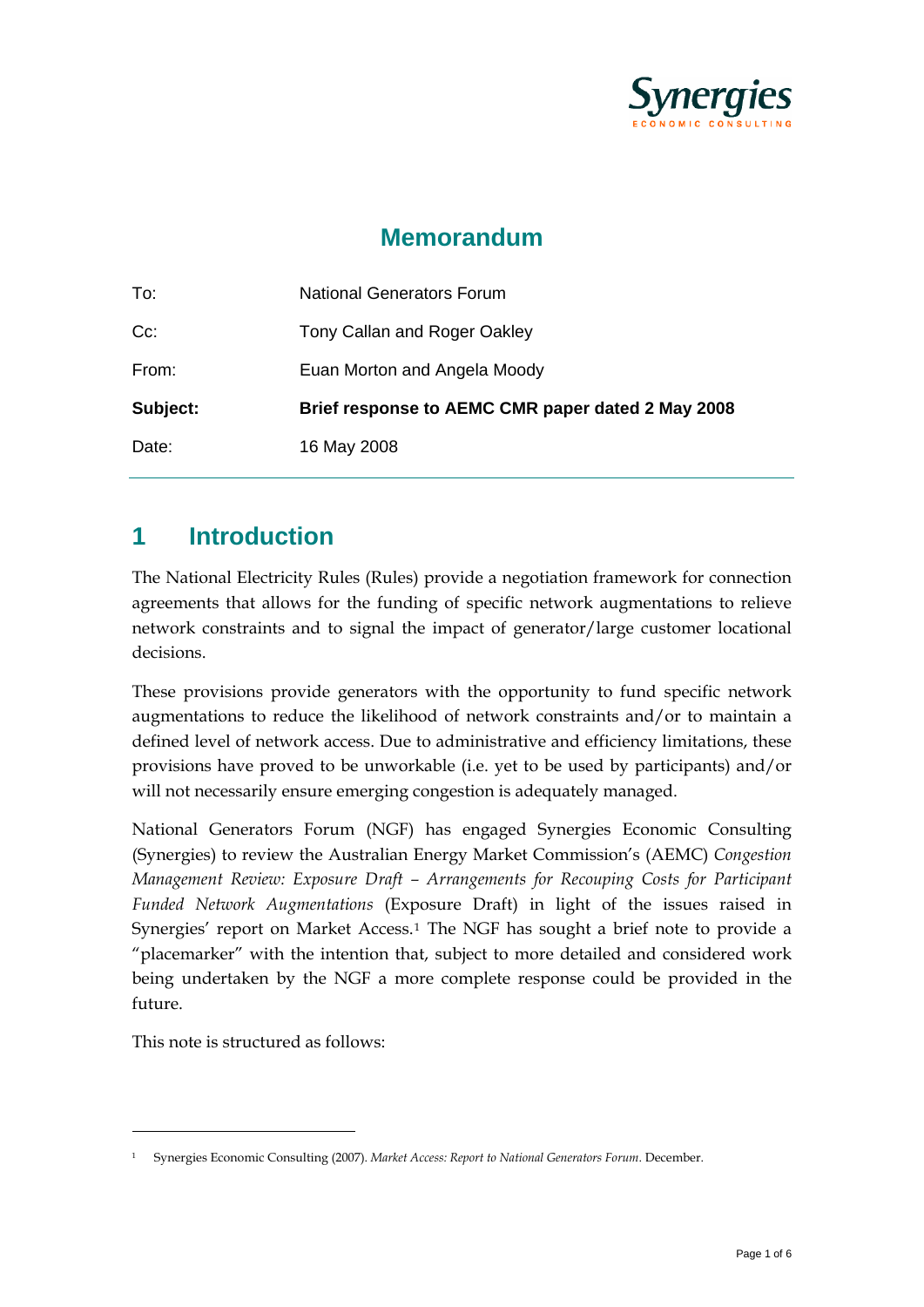# Memorandum

| | |
|---|---|
| To: | National Generators Forum |
| Cc: | Tony Callan and Roger Oakley |
| From: | Euan Morton and Angela Moody |
| **Subject:** | **Brief response to AEMC CMR paper dated 2 May 2008** |
| Date: | 16 May 2008 |

## 1 Introduction

The National Electricity Rules (Rules) provide a negotiation framework for connection agreements that allows for the funding of specific network augmentations to relieve network constraints and to signal the impact of generator/large customer locational decisions.

These provisions provide generators with the opportunity to fund specific network augmentations to reduce the likelihood of network constraints and/or to maintain a defined level of network access. Due to administrative and efficiency limitations, these provisions have proved to be unworkable (i.e. yet to be used by participants) and/or will not necessarily ensure emerging congestion is adequately managed.

National Generators Forum (NGF) has engaged Synergies Economic Consulting (Synergies) to review the Australian Energy Market Commission's (AEMC) *Congestion Management Review: Exposure Draft – Arrangements for Recouping Costs for Participant Funded Network Augmentations* (Exposure Draft) in light of the issues raised in Synergies' report on Market Access.[1] The NGF has sought a brief note to provide a "placemarker" with the intention that, subject to more detailed and considered work being undertaken by the NGF a more complete response could be provided in the future.

This note is structured as follows:

[1] Synergies Economic Consulting (2007). *Market Access: Report to National Generators Forum*. December.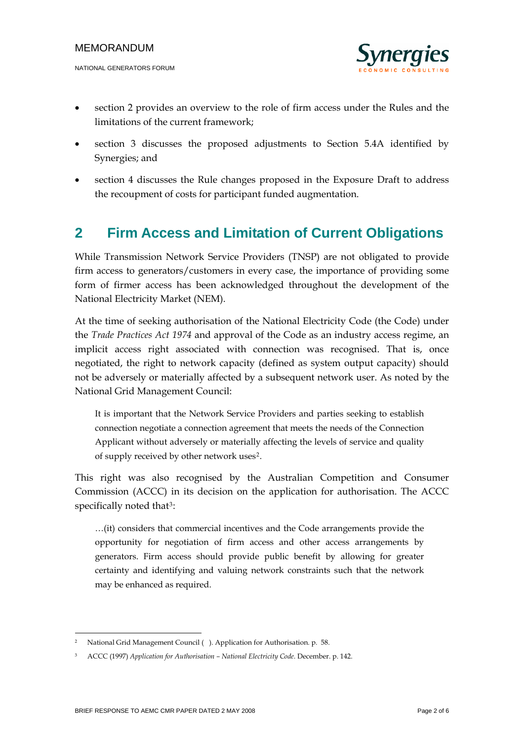- section 2 provides an overview to the role of firm access under the Rules and the limitations of the current framework;
- section 3 discusses the proposed adjustments to Section 5.4A identified by Synergies; and
- section 4 discusses the Rule changes proposed in the Exposure Draft to address the recoupment of costs for participant funded augmentation.

## 2 Firm Access and Limitation of Current Obligations

While Transmission Network Service Providers (TNSP) are not obligated to provide firm access to generators/customers in every case, the importance of providing some form of firmer access has been acknowledged throughout the development of the National Electricity Market (NEM).

At the time of seeking authorisation of the National Electricity Code (the Code) under the *Trade Practices Act 1974* and approval of the Code as an industry access regime, an implicit access right associated with connection was recognised. That is, once negotiated, the right to network capacity (defined as system output capacity) should not be adversely or materially affected by a subsequent network user. As noted by the National Grid Management Council:

> It is important that the Network Service Providers and parties seeking to establish connection negotiate a connection agreement that meets the needs of the Connection Applicant without adversely or materially affecting the levels of service and quality of supply received by other network uses[2].

This right was also recognised by the Australian Competition and Consumer Commission (ACCC) in its decision on the application for authorisation. The ACCC specifically noted that[3]:

> …(it) considers that commercial incentives and the Code arrangements provide the opportunity for negotiation of firm access and other access arrangements by generators. Firm access should provide public benefit by allowing for greater certainty and identifying and valuing network constraints such that the network may be enhanced as required.

---

[2] National Grid Management Council ( ). Application for Authorisation. p. 58.

[3] ACCC (1997) *Application for Authorisation – National Electricity Code*. December. p. 142.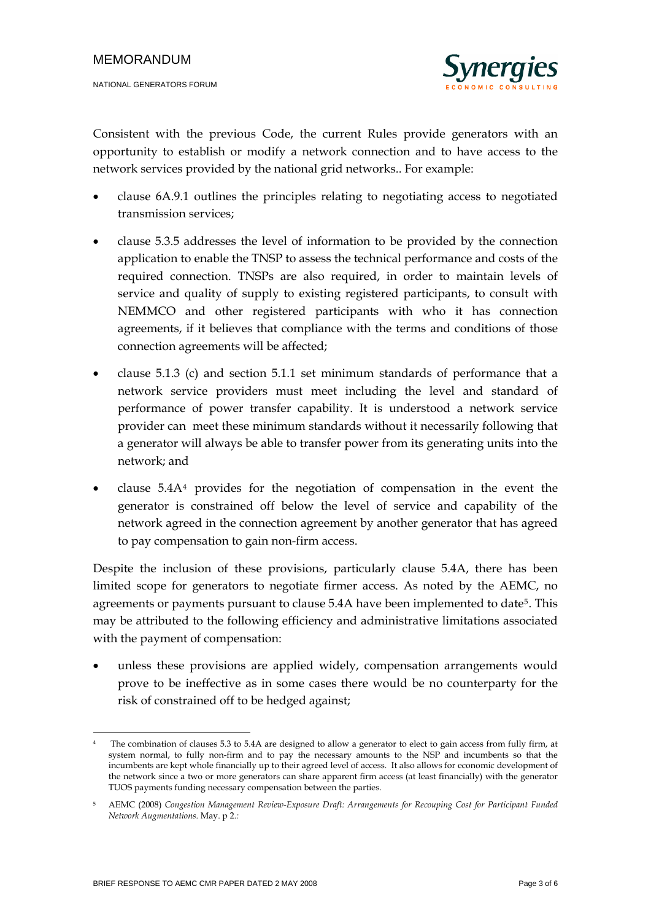Consistent with the previous Code, the current Rules provide generators with an opportunity to establish or modify a network connection and to have access to the network services provided by the national grid networks.. For example:

- clause 6A.9.1 outlines the principles relating to negotiating access to negotiated transmission services;
- clause 5.3.5 addresses the level of information to be provided by the connection application to enable the TNSP to assess the technical performance and costs of the required connection. TNSPs are also required, in order to maintain levels of service and quality of supply to existing registered participants, to consult with NEMMCO and other registered participants with who it has connection agreements, if it believes that compliance with the terms and conditions of those connection agreements will be affected;
- clause 5.1.3 (c) and section 5.1.1 set minimum standards of performance that a network service providers must meet including the level and standard of performance of power transfer capability. It is understood a network service provider can meet these minimum standards without it necessarily following that a generator will always be able to transfer power from its generating units into the network; and
- clause 5.4A[4] provides for the negotiation of compensation in the event the generator is constrained off below the level of service and capability of the network agreed in the connection agreement by another generator that has agreed to pay compensation to gain non-firm access.

Despite the inclusion of these provisions, particularly clause 5.4A, there has been limited scope for generators to negotiate firmer access. As noted by the AEMC, no agreements or payments pursuant to clause 5.4A have been implemented to date[5]. This may be attributed to the following efficiency and administrative limitations associated with the payment of compensation:

- unless these provisions are applied widely, compensation arrangements would prove to be ineffective as in some cases there would be no counterparty for the risk of constrained off to be hedged against;

---

[4] The combination of clauses 5.3 to 5.4A are designed to allow a generator to elect to gain access from fully firm, at system normal, to fully non-firm and to pay the necessary amounts to the NSP and incumbents so that the incumbents are kept whole financially up to their agreed level of access. It also allows for economic development of the network since a two or more generators can share apparent firm access (at least financially) with the generator TUOS payments funding necessary compensation between the parties.

[5] AEMC (2008) *Congestion Management Review-Exposure Draft: Arrangements for Recouping Cost for Participant Funded Network Augmentations*. May. p 2.*:*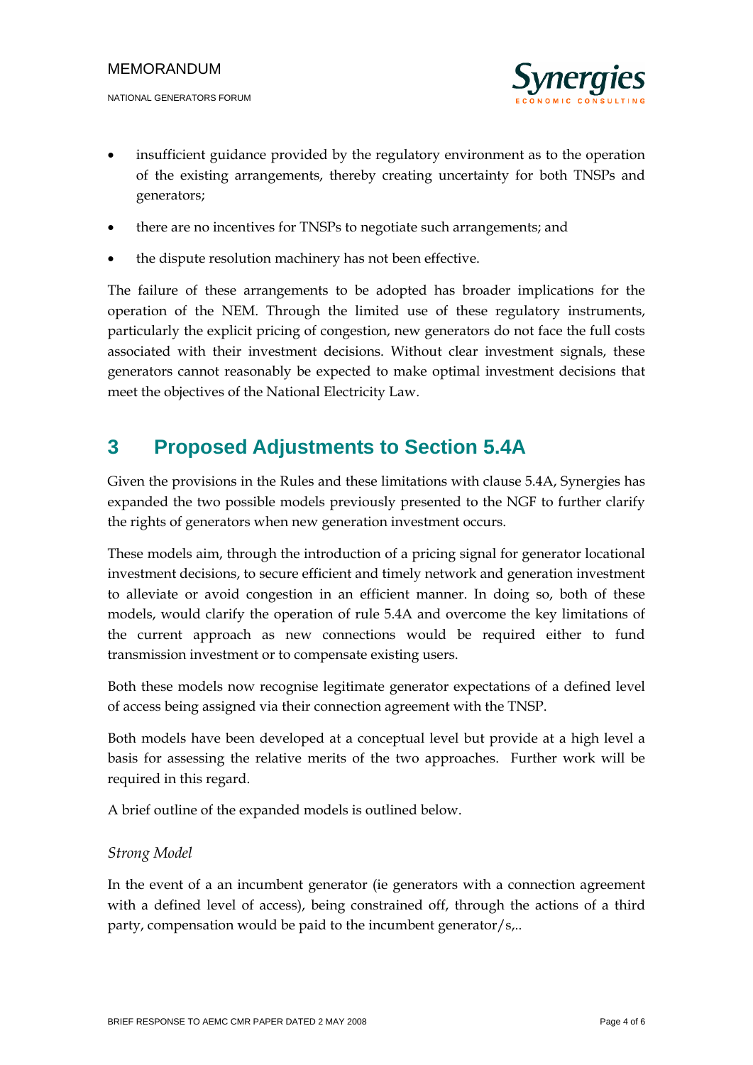- insufficient guidance provided by the regulatory environment as to the operation of the existing arrangements, thereby creating uncertainty for both TNSPs and generators;
- there are no incentives for TNSPs to negotiate such arrangements; and
- the dispute resolution machinery has not been effective.

The failure of these arrangements to be adopted has broader implications for the operation of the NEM. Through the limited use of these regulatory instruments, particularly the explicit pricing of congestion, new generators do not face the full costs associated with their investment decisions. Without clear investment signals, these generators cannot reasonably be expected to make optimal investment decisions that meet the objectives of the National Electricity Law.

# 3 Proposed Adjustments to Section 5.4A

Given the provisions in the Rules and these limitations with clause 5.4A, Synergies has expanded the two possible models previously presented to the NGF to further clarify the rights of generators when new generation investment occurs.

These models aim, through the introduction of a pricing signal for generator locational investment decisions, to secure efficient and timely network and generation investment to alleviate or avoid congestion in an efficient manner. In doing so, both of these models, would clarify the operation of rule 5.4A and overcome the key limitations of the current approach as new connections would be required either to fund transmission investment or to compensate existing users.

Both these models now recognise legitimate generator expectations of a defined level of access being assigned via their connection agreement with the TNSP.

Both models have been developed at a conceptual level but provide at a high level a basis for assessing the relative merits of the two approaches. Further work will be required in this regard.

A brief outline of the expanded models is outlined below.

*Strong Model*

In the event of a an incumbent generator (ie generators with a connection agreement with a defined level of access), being constrained off, through the actions of a third party, compensation would be paid to the incumbent generator/s,..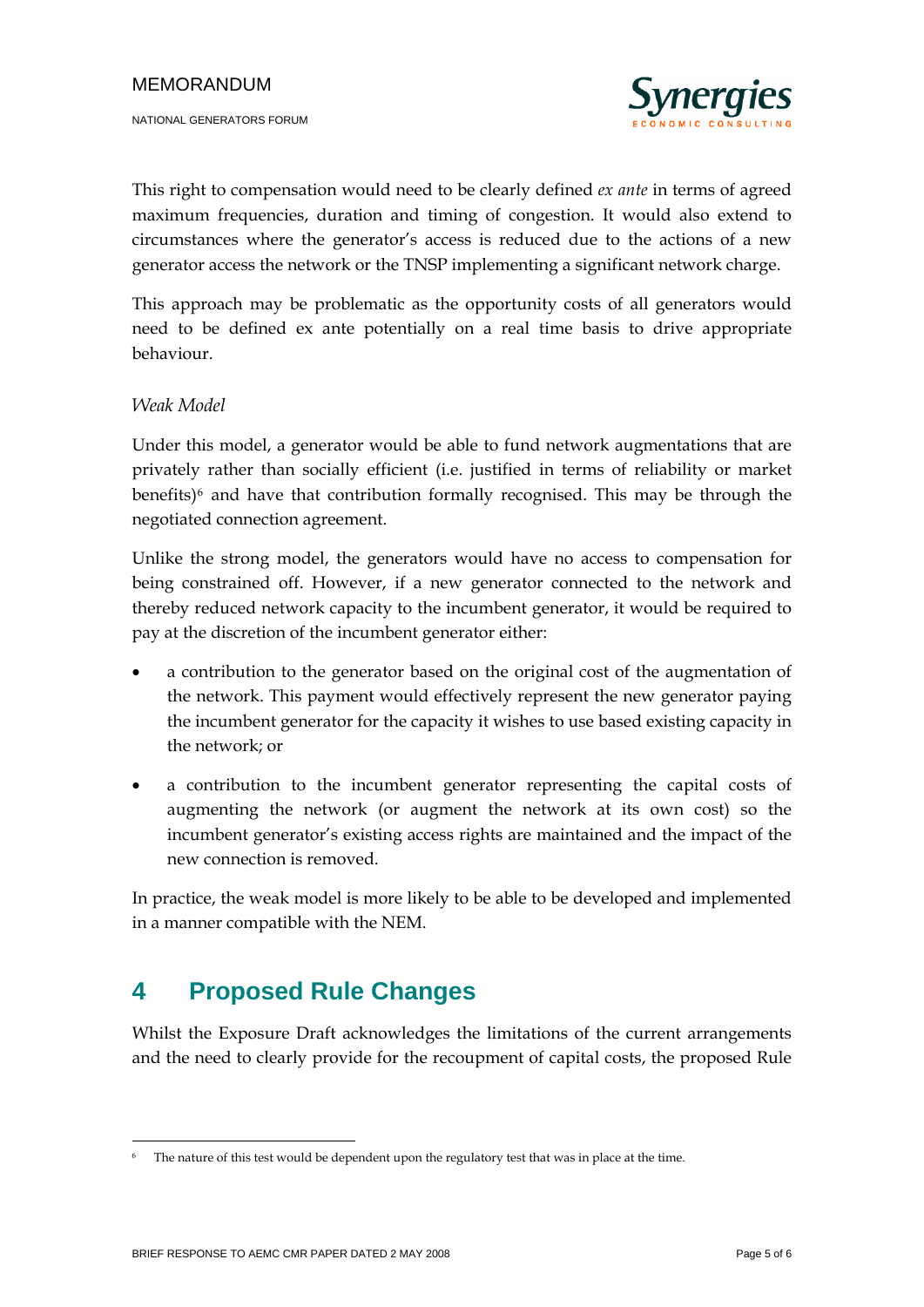This right to compensation would need to be clearly defined *ex ante* in terms of agreed maximum frequencies, duration and timing of congestion. It would also extend to circumstances where the generator's access is reduced due to the actions of a new generator access the network or the TNSP implementing a significant network charge.

This approach may be problematic as the opportunity costs of all generators would need to be defined ex ante potentially on a real time basis to drive appropriate behaviour.

*Weak Model*

Under this model, a generator would be able to fund network augmentations that are privately rather than socially efficient (i.e. justified in terms of reliability or market benefits)[6] and have that contribution formally recognised. This may be through the negotiated connection agreement.

Unlike the strong model, the generators would have no access to compensation for being constrained off. However, if a new generator connected to the network and thereby reduced network capacity to the incumbent generator, it would be required to pay at the discretion of the incumbent generator either:

- a contribution to the generator based on the original cost of the augmentation of the network. This payment would effectively represent the new generator paying the incumbent generator for the capacity it wishes to use based existing capacity in the network; or
- a contribution to the incumbent generator representing the capital costs of augmenting the network (or augment the network at its own cost) so the incumbent generator's existing access rights are maintained and the impact of the new connection is removed.

In practice, the weak model is more likely to be able to be developed and implemented in a manner compatible with the NEM.

# 4 Proposed Rule Changes

Whilst the Exposure Draft acknowledges the limitations of the current arrangements and the need to clearly provide for the recoupment of capital costs, the proposed Rule

---

[6] The nature of this test would be dependent upon the regulatory test that was in place at the time.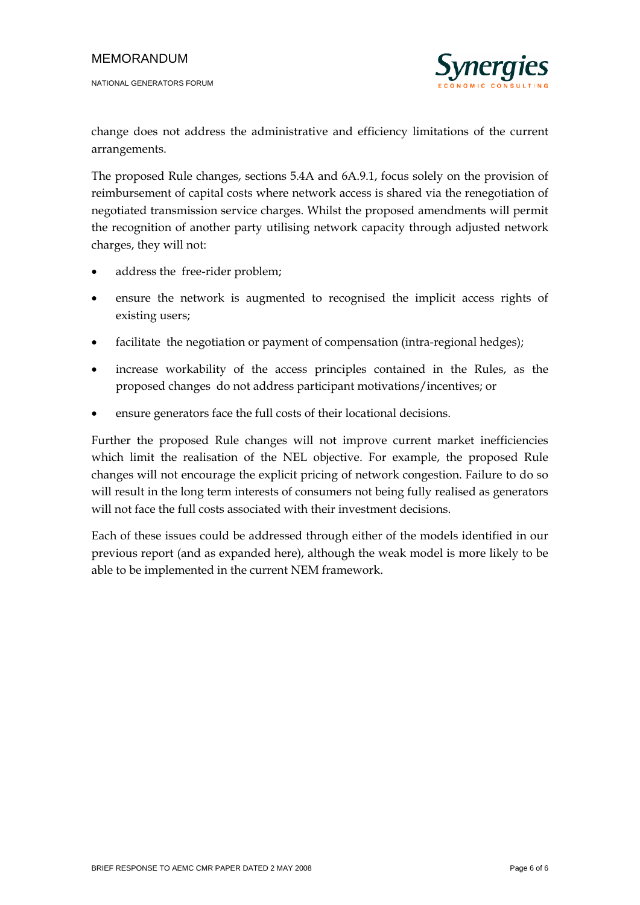change does not address the administrative and efficiency limitations of the current arrangements.

The proposed Rule changes, sections 5.4A and 6A.9.1, focus solely on the provision of reimbursement of capital costs where network access is shared via the renegotiation of negotiated transmission service charges. Whilst the proposed amendments will permit the recognition of another party utilising network capacity through adjusted network charges, they will not:

- address the free-rider problem;
- ensure the network is augmented to recognised the implicit access rights of existing users;
- facilitate the negotiation or payment of compensation (intra-regional hedges);
- increase workability of the access principles contained in the Rules, as the proposed changes do not address participant motivations/incentives; or
- ensure generators face the full costs of their locational decisions.

Further the proposed Rule changes will not improve current market inefficiencies which limit the realisation of the NEL objective. For example, the proposed Rule changes will not encourage the explicit pricing of network congestion. Failure to do so will result in the long term interests of consumers not being fully realised as generators will not face the full costs associated with their investment decisions.

Each of these issues could be addressed through either of the models identified in our previous report (and as expanded here), although the weak model is more likely to be able to be implemented in the current NEM framework.